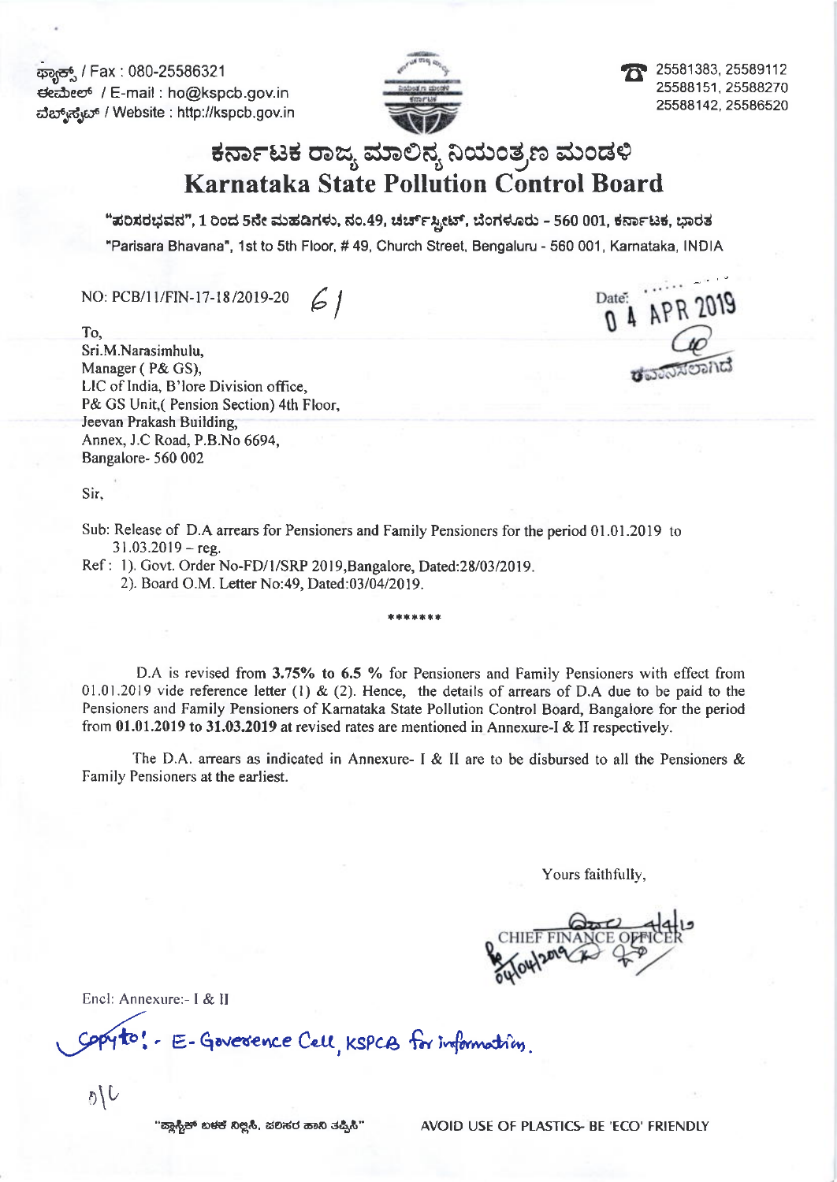ಫ್ಯಾಕ್ಸ್ / Fax : 080-25586321
ಈಮೇಲ್ / E-mail : ho@kspcb.gov.in
ವೆಬ್‌ಸೈಟ್ / Website : http://kspcb.gov.in

☎ 25581383, 25589112
25588151, 25588270
25588142, 25586520

# ಕರ್ನಾಟಕ ರಾಜ್ಯ ಮಾಲಿನ್ಯ ನಿಯಂತ್ರಣ ಮಂಡಳಿ
# Karnataka State Pollution Control Board

"ಪರಿಸರಭವನ", 1 ರಿಂದ 5ನೇ ಮಹಡಿಗಳು, ನಂ.49, ಚರ್ಚ್‌ಸ್ಟ್ರೀಟ್, ಬೆಂಗಳೂರು - 560 001, ಕರ್ನಾಟಕ, ಭಾರತ
"Parisara Bhavana", 1st to 5th Floor, # 49, Church Street, Bengaluru - 560 001, Karnataka, INDIA

NO: PCB/11/FIN-17-18/2019-20 61

Date: 04 APR 2019

To,
Sri.M.Narasimhulu,
Manager ( P& GS),
LIC of India, B'lore Division office,
P& GS Unit,( Pension Section) 4th Floor,
Jeevan Prakash Building,
Annex, J.C Road, P.B.No 6694,
Bangalore- 560 002

Sir,

Sub: Release of D.A arrears for Pensioners and Family Pensioners for the period 01.01.2019 to 31.03.2019 – reg.

Ref : 1). Govt. Order No-FD/1/SRP 2019,Bangalore, Dated:28/03/2019.
2). Board O.M. Letter No:49, Dated:03/04/2019.

*******

D.A is revised from **3.75% to 6.5 %** for Pensioners and Family Pensioners with effect from 01.01.2019 vide reference letter (1) & (2). Hence, the details of arrears of D.A due to be paid to the Pensioners and Family Pensioners of Karnataka State Pollution Control Board, Bangalore for the period from **01.01.2019 to 31.03.2019** at revised rates are mentioned in Annexure-I & II respectively.

The D.A. arrears as indicated in Annexure- I & II are to be disbursed to all the Pensioners & Family Pensioners at the earliest.

Yours faithfully,

CHIEF FINANCE OFFICER

Encl: Annexure:- I & II

Copy to: - E-Governance Cell, KSPCB for information.

"ಪ್ಲಾಸ್ಟಿಕ್ ಬಳಕೆ ನಿಲ್ಲಿಸಿ, ಪರಿಸರ ಹಾನಿ ತಪ್ಪಿಸಿ" AVOID USE OF PLASTICS- BE 'ECO' FRIENDLY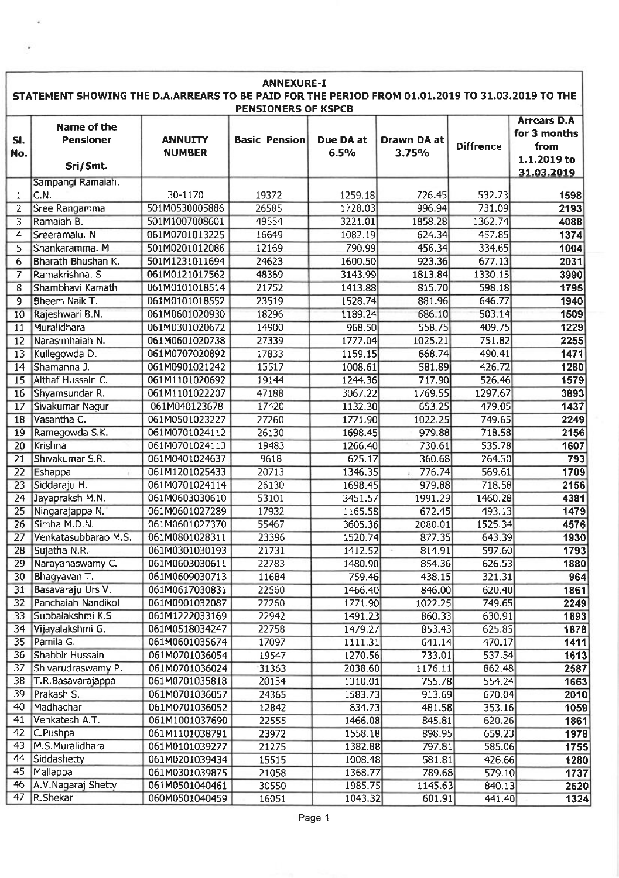# ANNEXURE-I

## STATEMENT SHOWING THE D.A.ARREARS TO BE PAID FOR THE PERIOD FROM 01.01.2019 TO 31.03.2019 TO THE PENSIONERS OF KSPCB

| Sl. No. | Name of the Pensioner Sri/Smt. | ANNUITY NUMBER | Basic Pension | Due DA at 6.5% | Drawn DA at 3.75% | Diffrence | Arrears D.A for 3 months from 1.1.2019 to 31.03.2019 |
|---|---|---|---|---|---|---|---|
| 1 | Sampangi Ramaiah. C.N. | 30-1170 | 19372 | 1259.18 | 726.45 | 532.73 | 1598 |
| 2 | Sree Rangamma | 501M0530005886 | 26585 | 1728.03 | 996.94 | 731.09 | 2193 |
| 3 | Ramaiah B. | 501M1007008601 | 49554 | 3221.01 | 1858.28 | 1362.74 | 4088 |
| 4 | Sreeramalu. N | 061M0701013225 | 16649 | 1082.19 | 624.34 | 457.85 | 1374 |
| 5 | Shankaramma. M | 501M0201012086 | 12169 | 790.99 | 456.34 | 334.65 | 1004 |
| 6 | Bharath Bhushan K. | 501M1231011694 | 24623 | 1600.50 | 923.36 | 677.13 | 2031 |
| 7 | Ramakrishna. S | 061M0121017562 | 48369 | 3143.99 | 1813.84 | 1330.15 | 3990 |
| 8 | Shambhavi Kamath | 061M0101018514 | 21752 | 1413.88 | 815.70 | 598.18 | 1795 |
| 9 | Bheem Naik T. | 061M0101018552 | 23519 | 1528.74 | 881.96 | 646.77 | 1940 |
| 10 | Rajeshwari B.N. | 061M0601020930 | 18296 | 1189.24 | 686.10 | 503.14 | 1509 |
| 11 | Muralidhara | 061M0301020672 | 14900 | 968.50 | 558.75 | 409.75 | 1229 |
| 12 | Narasimhaiah N. | 061M0601020738 | 27339 | 1777.04 | 1025.21 | 751.82 | 2255 |
| 13 | Kullegowda D. | 061M0707020892 | 17833 | 1159.15 | 668.74 | 490.41 | 1471 |
| 14 | Shamanna J. | 061M0901021242 | 15517 | 1008.61 | 581.89 | 426.72 | 1280 |
| 15 | Althaf Hussain C. | 061M1101020692 | 19144 | 1244.36 | 717.90 | 526.46 | 1579 |
| 16 | Shyamsundar R. | 061M1101022207 | 47188 | 3067.22 | 1769.55 | 1297.67 | 3893 |
| 17 | Sivakumar Nagur | 061M040123678 | 17420 | 1132.30 | 653.25 | 479.05 | 1437 |
| 18 | Vasantha C. | 061M0501023227 | 27260 | 1771.90 | 1022.25 | 749.65 | 2249 |
| 19 | Ramegowda S.K. | 061M0701024112 | 26130 | 1698.45 | 979.88 | 718.58 | 2156 |
| 20 | Krishna | 061M0701024113 | 19483 | 1266.40 | 730.61 | 535.78 | 1607 |
| 21 | Shivakumar S.R. | 061M0401024637 | 9618 | 625.17 | 360.68 | 264.50 | 793 |
| 22 | Eshappa | 061M1201025433 | 20713 | 1346.35 | 776.74 | 569.61 | 1709 |
| 23 | Siddaraju H. | 061M0701024114 | 26130 | 1698.45 | 979.88 | 718.58 | 2156 |
| 24 | Jayapraksh M.N. | 061M0603030610 | 53101 | 3451.57 | 1991.29 | 1460.28 | 4381 |
| 25 | Ningarajappa N. | 061M0601027289 | 17932 | 1165.58 | 672.45 | 493.13 | 1479 |
| 26 | Simha M.D.N. | 061M0601027370 | 55467 | 3605.36 | 2080.01 | 1525.34 | 4576 |
| 27 | Venkatasubbarao M.S. | 061M0801028311 | 23396 | 1520.74 | 877.35 | 643.39 | 1930 |
| 28 | Sujatha N.R. | 061M0301030193 | 21731 | 1412.52 | 814.91 | 597.60 | 1793 |
| 29 | Narayanaswamy C. | 061M0603030611 | 22783 | 1480.90 | 854.36 | 626.53 | 1880 |
| 30 | Bhagyavan T. | 061M0609030713 | 11684 | 759.46 | 438.15 | 321.31 | 964 |
| 31 | Basavaraju Urs V. | 061M0617030831 | 22560 | 1466.40 | 846.00 | 620.40 | 1861 |
| 32 | Panchaiah Nandikol | 061M0901032087 | 27260 | 1771.90 | 1022.25 | 749.65 | 2249 |
| 33 | Subbalakshmi K.S | 061M1222033169 | 22942 | 1491.23 | 860.33 | 630.91 | 1893 |
| 34 | Vijayalakshmi G. | 061M0518034247 | 22758 | 1479.27 | 853.43 | 625.85 | 1878 |
| 35 | Pamila G. | 061M0601035674 | 17097 | 1111.31 | 641.14 | 470.17 | 1411 |
| 36 | Shabbir Hussain | 061M0701036054 | 19547 | 1270.56 | 733.01 | 537.54 | 1613 |
| 37 | Shivarudraswamy P. | 061M0701036024 | 31363 | 2038.60 | 1176.11 | 862.48 | 2587 |
| 38 | T.R.Basavarajappa | 061M0701035818 | 20154 | 1310.01 | 755.78 | 554.24 | 1663 |
| 39 | Prakash S. | 061M0701036057 | 24365 | 1583.73 | 913.69 | 670.04 | 2010 |
| 40 | Madhachar | 061M0701036052 | 12842 | 834.73 | 481.58 | 353.16 | 1059 |
| 41 | Venkatesh A.T. | 061M1001037690 | 22555 | 1466.08 | 845.81 | 620.26 | 1861 |
| 42 | C.Pushpa | 061M1101038791 | 23972 | 1558.18 | 898.95 | 659.23 | 1978 |
| 43 | M.S.Muralidhara | 061M0101039277 | 21275 | 1382.88 | 797.81 | 585.06 | 1755 |
| 44 | Siddashetty | 061M0201039434 | 15515 | 1008.48 | 581.81 | 426.66 | 1280 |
| 45 | Mallappa | 061M0301039875 | 21058 | 1368.77 | 789.68 | 579.10 | 1737 |
| 46 | A.V.Nagaraj Shetty | 061M0501040461 | 30550 | 1985.75 | 1145.63 | 840.13 | 2520 |
| 47 | R.Shekar | 060M0501040459 | 16051 | 1043.32 | 601.91 | 441.40 | 1324 |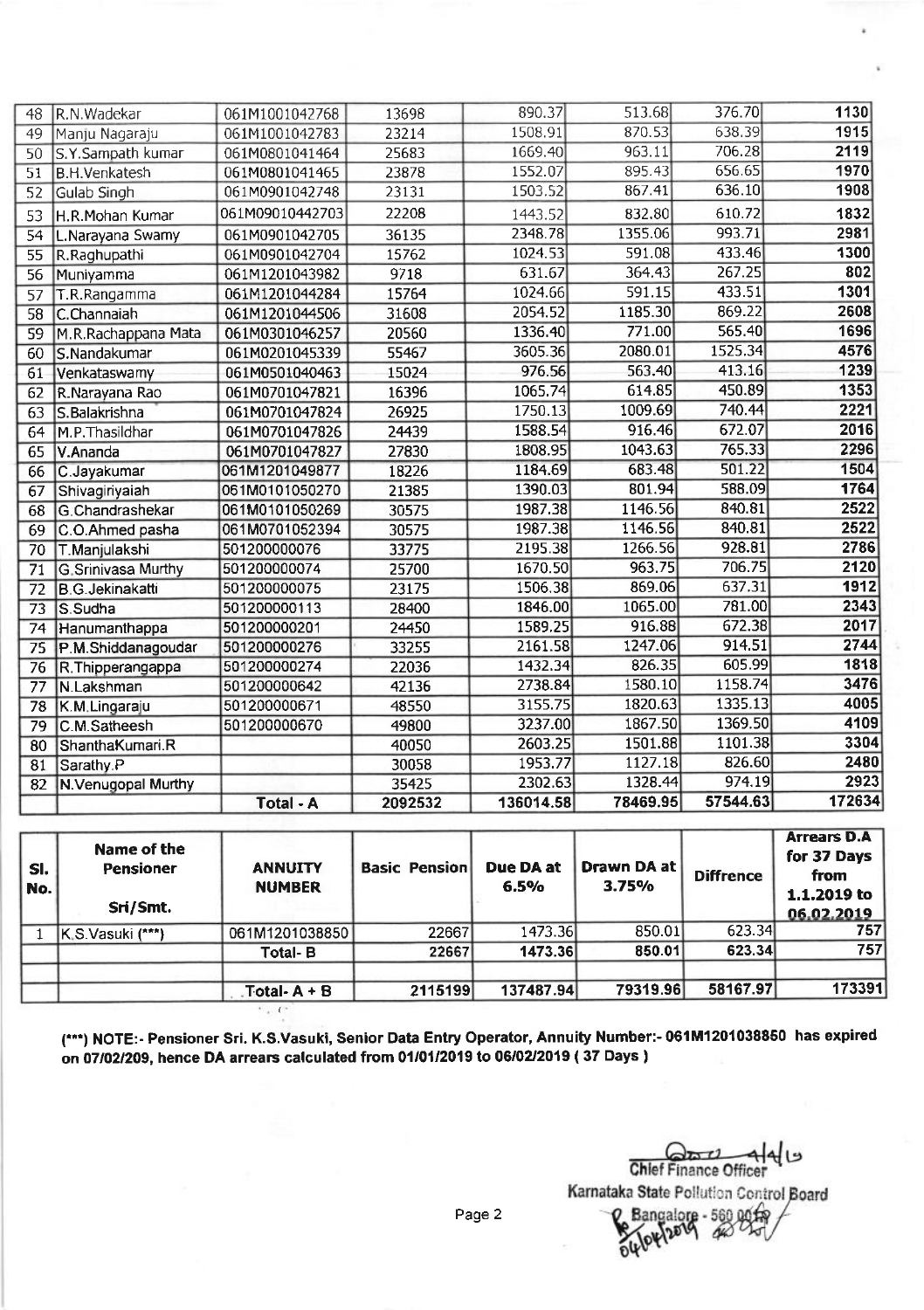| 48 | R.N.Wadekar | 061M1001042768 | 13698 | 890.37 | 513.68 | 376.70 | 1130 |
|---|---|---|---|---|---|---|---|
| 49 | Manju Nagaraju | 061M1001042783 | 23214 | 1508.91 | 870.53 | 638.39 | 1915 |
| 50 | S.Y.Sampath kumar | 061M0801041464 | 25683 | 1669.40 | 963.11 | 706.28 | 2119 |
| 51 | B.H.Venkatesh | 061M0801041465 | 23878 | 1552.07 | 895.43 | 656.65 | 1970 |
| 52 | Gulab Singh | 061M0901042748 | 23131 | 1503.52 | 867.41 | 636.10 | 1908 |
| 53 | H.R.Mohan Kumar | 061M09010442703 | 22208 | 1443.52 | 832.80 | 610.72 | 1832 |
| 54 | L.Narayana Swamy | 061M0901042705 | 36135 | 2348.78 | 1355.06 | 993.71 | 2981 |
| 55 | R.Raghupathi | 061M0901042704 | 15762 | 1024.53 | 591.08 | 433.46 | 1300 |
| 56 | Muniyamma | 061M1201043982 | 9718 | 631.67 | 364.43 | 267.25 | 802 |
| 57 | T.R.Rangamma | 061M1201044284 | 15764 | 1024.66 | 591.15 | 433.51 | 1301 |
| 58 | C.Channaiah | 061M1201044506 | 31608 | 2054.52 | 1185.30 | 869.22 | 2608 |
| 59 | M.R.Rachappana Mata | 061M0301046257 | 20560 | 1336.40 | 771.00 | 565.40 | 1696 |
| 60 | S.Nandakumar | 061M0201045339 | 55467 | 3605.36 | 2080.01 | 1525.34 | 4576 |
| 61 | Venkataswamy | 061M0501040463 | 15024 | 976.56 | 563.40 | 413.16 | 1239 |
| 62 | R.Narayana Rao | 061M0701047821 | 16396 | 1065.74 | 614.85 | 450.89 | 1353 |
| 63 | S.Balakrishna | 061M0701047824 | 26925 | 1750.13 | 1009.69 | 740.44 | 2221 |
| 64 | M.P.Thasildhar | 061M0701047826 | 24439 | 1588.54 | 916.46 | 672.07 | 2016 |
| 65 | V.Ananda | 061M0701047827 | 27830 | 1808.95 | 1043.63 | 765.33 | 2296 |
| 66 | C.Jayakumar | 061M1201049877 | 18226 | 1184.69 | 683.48 | 501.22 | 1504 |
| 67 | Shivagiriyaiah | 061M0101050270 | 21385 | 1390.03 | 801.94 | 588.09 | 1764 |
| 68 | G.Chandrashekar | 061M0101050269 | 30575 | 1987.38 | 1146.56 | 840.81 | 2522 |
| 69 | C.O.Ahmed pasha | 061M0701052394 | 30575 | 1987.38 | 1146.56 | 840.81 | 2522 |
| 70 | T.Manjulakshi | 501200000076 | 33775 | 2195.38 | 1266.56 | 928.81 | 2786 |
| 71 | G.Srinivasa Murthy | 501200000074 | 25700 | 1670.50 | 963.75 | 706.75 | 2120 |
| 72 | B.G.Jekinakatti | 501200000075 | 23175 | 1506.38 | 869.06 | 637.31 | 1912 |
| 73 | S.Sudha | 501200000113 | 28400 | 1846.00 | 1065.00 | 781.00 | 2343 |
| 74 | Hanumanthappa | 501200000201 | 24450 | 1589.25 | 916.88 | 672.38 | 2017 |
| 75 | P.M.Shiddanagoudar | 501200000276 | 33255 | 2161.58 | 1247.06 | 914.51 | 2744 |
| 76 | R.Thipperangappa | 501200000274 | 22036 | 1432.34 | 826.35 | 605.99 | 1818 |
| 77 | N.Lakshman | 501200000642 | 42136 | 2738.84 | 1580.10 | 1158.74 | 3476 |
| 78 | K.M.Lingaraju | 501200000671 | 48550 | 3155.75 | 1820.63 | 1335.13 | 4005 |
| 79 | C.M.Satheesh | 501200000670 | 49800 | 3237.00 | 1867.50 | 1369.50 | 4109 |
| 80 | ShanthaKumari.R | | 40050 | 2603.25 | 1501.88 | 1101.38 | 3304 |
| 81 | Sarathy.P | | 30058 | 1953.77 | 1127.18 | 826.60 | 2480 |
| 82 | N.Venugopal Murthy | | 35425 | 2302.63 | 1328.44 | 974.19 | 2923 |
| | | **Total - A** | **2092532** | **136014.58** | **78469.95** | **57544.63** | **172634** |

| Sl. No. | Name of the Pensioner Sri/Smt. | ANNUITY NUMBER | Basic Pension | Due DA at 6.5% | Drawn DA at 3.75% | Diffrence | Arrears D.A for 37 Days from 1.1.2019 to 06.02.2019 |
|---|---|---|---|---|---|---|---|
| 1 | K.S.Vasuki (***) | 061M1201038850 | 22667 | 1473.36 | 850.01 | 623.34 | 757 |
| | | **Total- B** | **22667** | **1473.36** | **850.01** | **623.34** | **757** |
| | | | | | | | |
| | | **Total- A + B** | **2115199** | **137487.94** | **79319.96** | **58167.97** | **173391** |

**(***) NOTE:- Pensioner Sri. K.S.Vasuki, Senior Data Entry Operator, Annuity Number:- 061M1201038850 has expired on 07/02/209, hence DA arrears calculated from 01/01/2019 to 06/02/2019 ( 37 Days )**

Chief Finance Officer
Karnataka State Pollution Control Board
Bangalore - 560 010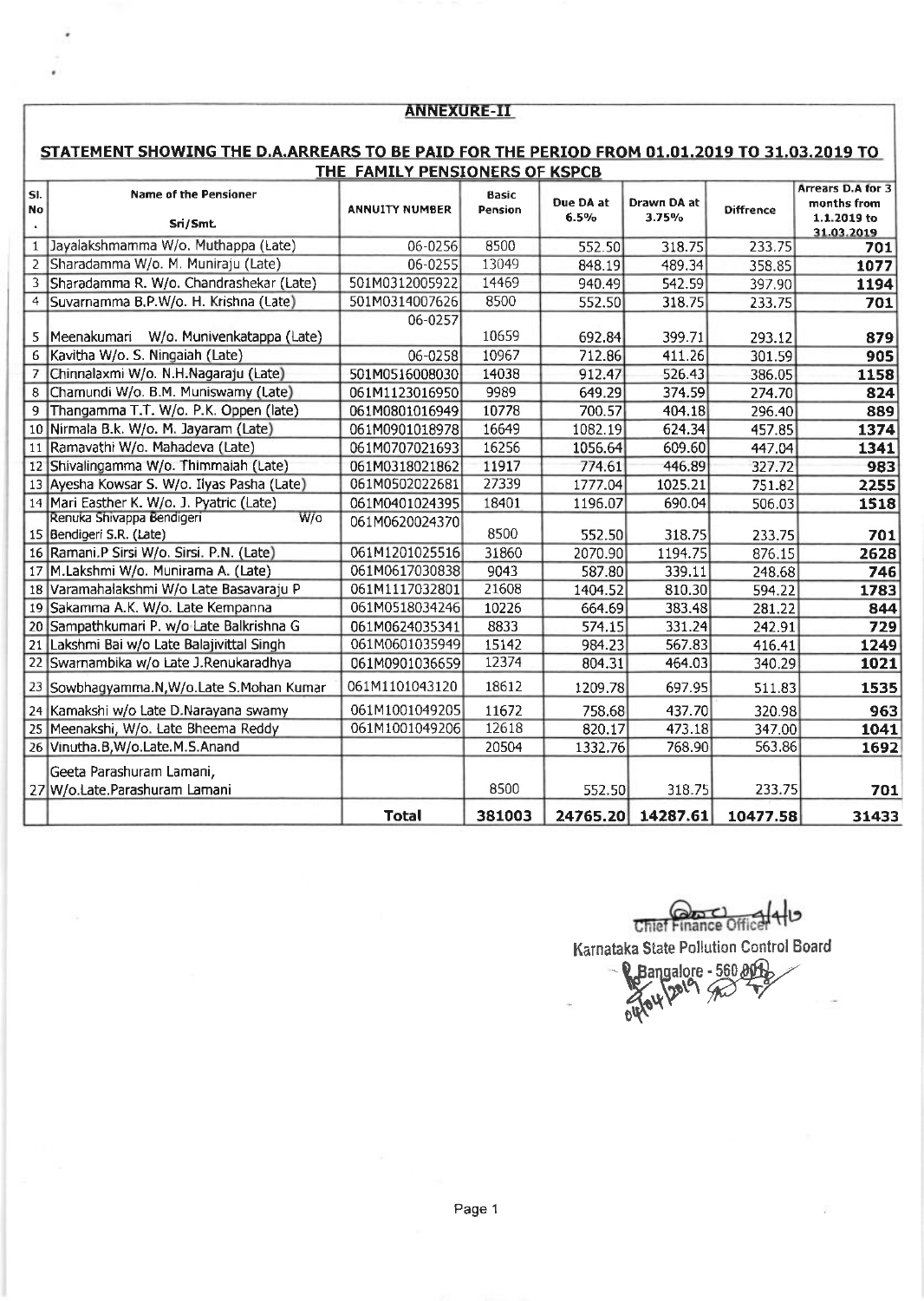**ANNEXURE-II**

**STATEMENT SHOWING THE D.A.ARREARS TO BE PAID FOR THE PERIOD FROM 01.01.2019 TO 31.03.2019 TO THE FAMILY PENSIONERS OF KSPCB**

| Sl. No. | Name of the Pensioner Sri/Smt. | ANNUITY NUMBER | Basic Pension | Due DA at 6.5% | Drawn DA at 3.75% | Diffrence | Arrears D.A for 3 months from 1.1.2019 to 31.03.2019 |
|---|---|---|---|---|---|---|---|
| 1 | Jayalakshmamma W/o. Muthappa (Late) | 06-0256 | 8500 | 552.50 | 318.75 | 233.75 | **701** |
| 2 | Sharadamma W/o. M. Muniraju (Late) | 06-0255 | 13049 | 848.19 | 489.34 | 358.85 | **1077** |
| 3 | Sharadamma R. W/o. Chandrashekar (Late) | 501M0312005922 | 14469 | 940.49 | 542.59 | 397.90 | **1194** |
| 4 | Suvarnamma B.P.W/o. H. Krishna (Late) | 501M0314007626 | 8500 | 552.50 | 318.75 | 233.75 | **701** |
| 5 | Meenakumari W/o. Munivenkatappa (Late) | 06-0257 | 10659 | 692.84 | 399.71 | 293.12 | **879** |
| 6 | Kavitha W/o. S. Ningaiah (Late) | 06-0258 | 10967 | 712.86 | 411.26 | 301.59 | **905** |
| 7 | Chinnalaxmi W/o. N.H.Nagaraju (Late) | 501M0516008030 | 14038 | 912.47 | 526.43 | 386.05 | **1158** |
| 8 | Chamundi W/o. B.M. Muniswamy (Late) | 061M1123016950 | 9989 | 649.29 | 374.59 | 274.70 | **824** |
| 9 | Thangamma T.T. W/o. P.K. Oppen (late) | 061M0801016949 | 10778 | 700.57 | 404.18 | 296.40 | **889** |
| 10 | Nirmala B.k. W/o. M. Jayaram (Late) | 061M0901018978 | 16649 | 1082.19 | 624.34 | 457.85 | **1374** |
| 11 | Ramavathi W/o. Mahadeva (Late) | 061M0707021693 | 16256 | 1056.64 | 609.60 | 447.04 | **1341** |
| 12 | Shivalingamma W/o. Thimmaiah (Late) | 061M0318021862 | 11917 | 774.61 | 446.89 | 327.72 | **983** |
| 13 | Ayesha Kowsar S. W/o. Ilyas Pasha (Late) | 061M0502022681 | 27339 | 1777.04 | 1025.21 | 751.82 | **2255** |
| 14 | Mari Easther K. W/o. J. Pyatric (Late) | 061M0401024395 | 18401 | 1196.07 | 690.04 | 506.03 | **1518** |
| 15 | Renuka Shivappa Bendigeri W/o Bendigeri S.R. (Late) | 061M0620024370 | 8500 | 552.50 | 318.75 | 233.75 | **701** |
| 16 | Ramani.P Sirsi W/o. Sirsi. P.N. (Late) | 061M1201025516 | 31860 | 2070.90 | 1194.75 | 876.15 | **2628** |
| 17 | M.Lakshmi W/o. Munirama A. (Late) | 061M0617030838 | 9043 | 587.80 | 339.11 | 248.68 | **746** |
| 18 | Varamahalakshmi W/o Late Basavaraju P | 061M1117032801 | 21608 | 1404.52 | 810.30 | 594.22 | **1783** |
| 19 | Sakamma A.K. W/o. Late Kempanna | 061M0518034246 | 10226 | 664.69 | 383.48 | 281.22 | **844** |
| 20 | Sampathkumari P. w/o Late Balkrishna G | 061M0624035341 | 8833 | 574.15 | 331.24 | 242.91 | **729** |
| 21 | Lakshmi Bai w/o Late Balajivittal Singh | 061M0601035949 | 15142 | 984.23 | 567.83 | 416.41 | **1249** |
| 22 | Swarnambika w/o Late J.Renukaradhya | 061M0901036659 | 12374 | 804.31 | 464.03 | 340.29 | **1021** |
| 23 | Sowbhagyamma.N,W/o.Late S.Mohan Kumar | 061M1101043120 | 18612 | 1209.78 | 697.95 | 511.83 | **1535** |
| 24 | Kamakshi w/o Late D.Narayana swamy | 061M1001049205 | 11672 | 758.68 | 437.70 | 320.98 | **963** |
| 25 | Meenakshi, W/o. Late Bheema Reddy | 061M1001049206 | 12618 | 820.17 | 473.18 | 347.00 | **1041** |
| 26 | Vinutha.B,W/o.Late.M.S.Anand | | 20504 | 1332.76 | 768.90 | 563.86 | **1692** |
| 27 | Geeta Parashuram Lamani, W/o.Late.Parashuram Lamani | | 8500 | 552.50 | 318.75 | 233.75 | **701** |
| | | **Total** | **381003** | **24765.20** | **14287.61** | **10477.58** | **31433** |

Chief Finance Officer 4/4/19
Karnataka State Pollution Control Board
Bangalore - 560 010
04/04/2019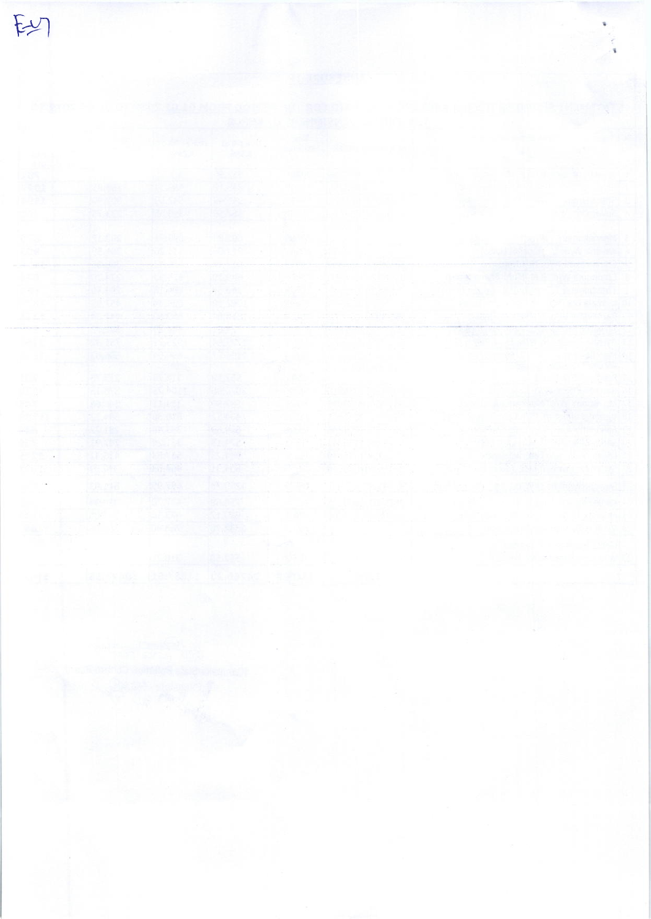E-47